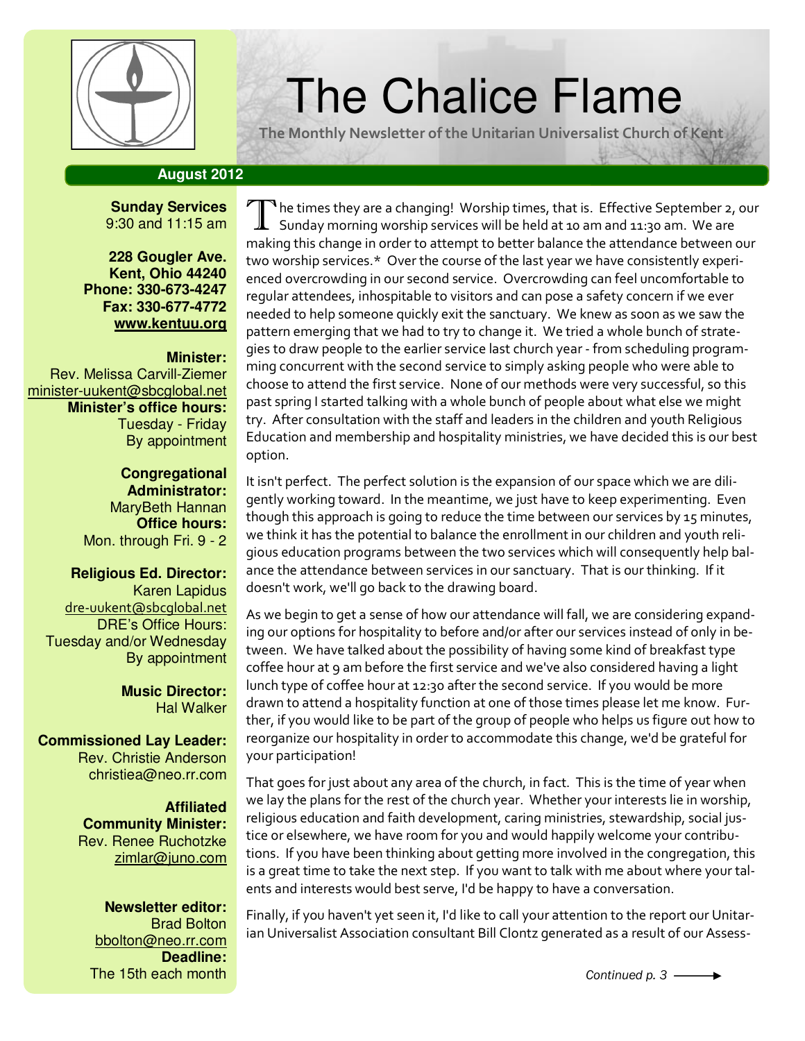# The Chalice Flame

**The Monthly Newsletter of the Unitarian Universalist Church of Kent**

**August 2012**

**Sunday Services**
9:30 and 11:15 am

**228 Gougler Ave.**
**Kent, Ohio 44240**
**Phone: 330-673-4247**
**Fax: 330-677-4772**
**www.kentuu.org**

**Minister:**
Rev. Melissa Carvill-Ziemer
minister-uukent@sbcglobal.net
**Minister's office hours:**
Tuesday - Friday
By appointment

**Congregational Administrator:**
MaryBeth Hannan
**Office hours:**
Mon. through Fri. 9 - 2

**Religious Ed. Director:**
Karen Lapidus
dre-uukent@sbcglobal.net
DRE's Office Hours:
Tuesday and/or Wednesday
By appointment

**Music Director:**
Hal Walker

**Commissioned Lay Leader:**
Rev. Christie Anderson
christiea@neo.rr.com

**Affiliated Community Minister:**
Rev. Renee Ruchotzke
zimlar@juno.com

**Newsletter editor:**
Brad Bolton
bbolton@neo.rr.com
**Deadline:**
The 15th each month

The times they are a changing! Worship times, that is. Effective September 2, our Sunday morning worship services will be held at 10 am and 11:30 am. We are making this change in order to attempt to better balance the attendance between our two worship services.* Over the course of the last year we have consistently experienced overcrowding in our second service. Overcrowding can feel uncomfortable to regular attendees, inhospitable to visitors and can pose a safety concern if we ever needed to help someone quickly exit the sanctuary. We knew as soon as we saw the pattern emerging that we had to try to change it. We tried a whole bunch of strategies to draw people to the earlier service last church year - from scheduling programming concurrent with the second service to simply asking people who were able to choose to attend the first service. None of our methods were very successful, so this past spring I started talking with a whole bunch of people about what else we might try. After consultation with the staff and leaders in the children and youth Religious Education and membership and hospitality ministries, we have decided this is our best option.

It isn't perfect. The perfect solution is the expansion of our space which we are diligently working toward. In the meantime, we just have to keep experimenting. Even though this approach is going to reduce the time between our services by 15 minutes, we think it has the potential to balance the enrollment in our children and youth religious education programs between the two services which will consequently help balance the attendance between services in our sanctuary. That is our thinking. If it doesn't work, we'll go back to the drawing board.

As we begin to get a sense of how our attendance will fall, we are considering expanding our options for hospitality to before and/or after our services instead of only in between. We have talked about the possibility of having some kind of breakfast type coffee hour at 9 am before the first service and we've also considered having a light lunch type of coffee hour at 12:30 after the second service. If you would be more drawn to attend a hospitality function at one of those times please let me know. Further, if you would like to be part of the group of people who helps us figure out how to reorganize our hospitality in order to accommodate this change, we'd be grateful for your participation!

That goes for just about any area of the church, in fact. This is the time of year when we lay the plans for the rest of the church year. Whether your interests lie in worship, religious education and faith development, caring ministries, stewardship, social justice or elsewhere, we have room for you and would happily welcome your contributions. If you have been thinking about getting more involved in the congregation, this is a great time to take the next step. If you want to talk with me about where your talents and interests would best serve, I'd be happy to have a conversation.

Finally, if you haven't yet seen it, I'd like to call your attention to the report our Unitarian Universalist Association consultant Bill Clontz generated as a result of our Assess-

*Continued p. 3* ⟶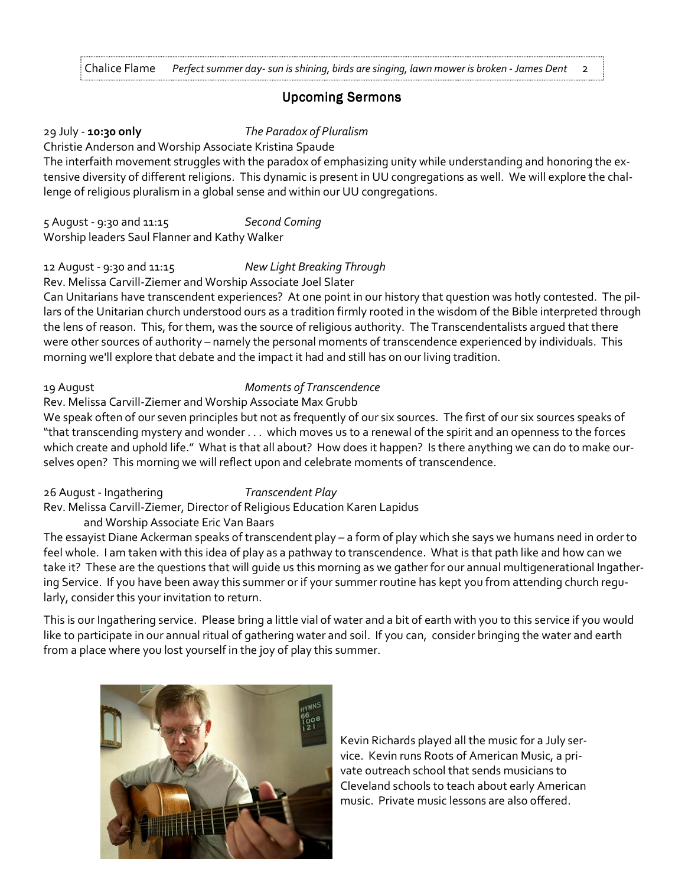## Upcoming Sermons

29 July - **10:30 only** *The Paradox of Pluralism*
Christie Anderson and Worship Associate Kristina Spaude
The interfaith movement struggles with the paradox of emphasizing unity while understanding and honoring the extensive diversity of different religions. This dynamic is present in UU congregations as well. We will explore the challenge of religious pluralism in a global sense and within our UU congregations.

5 August - 9:30 and 11:15 *Second Coming*
Worship leaders Saul Flanner and Kathy Walker

12 August - 9:30 and 11:15 *New Light Breaking Through*
Rev. Melissa Carvill-Ziemer and Worship Associate Joel Slater
Can Unitarians have transcendent experiences? At one point in our history that question was hotly contested. The pillars of the Unitarian church understood ours as a tradition firmly rooted in the wisdom of the Bible interpreted through the lens of reason. This, for them, was the source of religious authority. The Transcendentalists argued that there were other sources of authority – namely the personal moments of transcendence experienced by individuals. This morning we'll explore that debate and the impact it had and still has on our living tradition.

19 August *Moments of Transcendence*
Rev. Melissa Carvill-Ziemer and Worship Associate Max Grubb
We speak often of our seven principles but not as frequently of our six sources. The first of our six sources speaks of "that transcending mystery and wonder . . . which moves us to a renewal of the spirit and an openness to the forces which create and uphold life." What is that all about? How does it happen? Is there anything we can do to make ourselves open? This morning we will reflect upon and celebrate moments of transcendence.

26 August - Ingathering *Transcendent Play*
Rev. Melissa Carvill-Ziemer, Director of Religious Education Karen Lapidus
and Worship Associate Eric Van Baars
The essayist Diane Ackerman speaks of transcendent play – a form of play which she says we humans need in order to feel whole. I am taken with this idea of play as a pathway to transcendence. What is that path like and how can we take it? These are the questions that will guide us this morning as we gather for our annual multigenerational Ingathering Service. If you have been away this summer or if your summer routine has kept you from attending church regularly, consider this your invitation to return.

This is our Ingathering service. Please bring a little vial of water and a bit of earth with you to this service if you would like to participate in our annual ritual of gathering water and soil. If you can, consider bringing the water and earth from a place where you lost yourself in the joy of play this summer.

Kevin Richards played all the music for a July service. Kevin runs Roots of American Music, a private outreach school that sends musicians to Cleveland schools to teach about early American music. Private music lessons are also offered.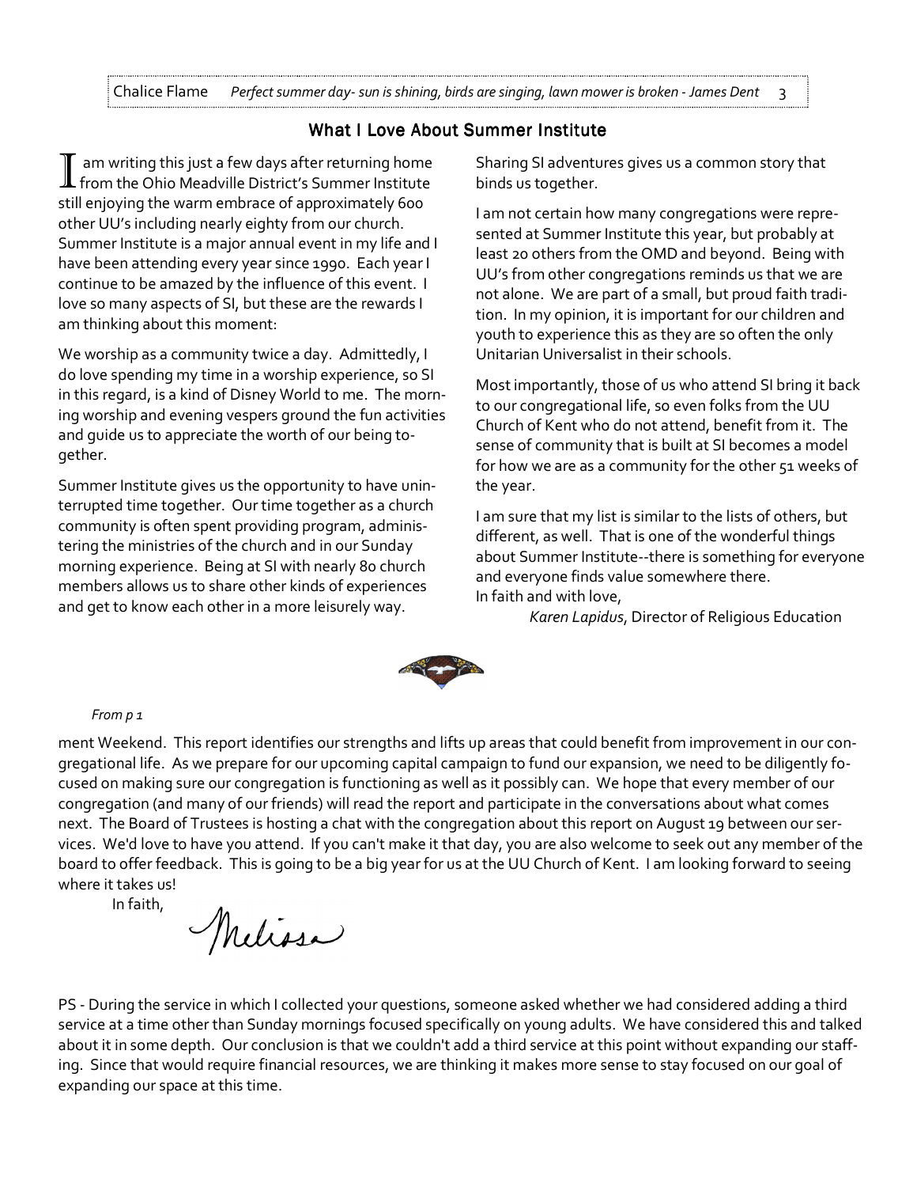## What I Love About Summer Institute

I am writing this just a few days after returning home from the Ohio Meadville District's Summer Institute still enjoying the warm embrace of approximately 600 other UU's including nearly eighty from our church. Summer Institute is a major annual event in my life and I have been attending every year since 1990. Each year I continue to be amazed by the influence of this event. I love so many aspects of SI, but these are the rewards I am thinking about this moment:

We worship as a community twice a day. Admittedly, I do love spending my time in a worship experience, so SI in this regard, is a kind of Disney World to me. The morning worship and evening vespers ground the fun activities and guide us to appreciate the worth of our being together.

Summer Institute gives us the opportunity to have uninterrupted time together. Our time together as a church community is often spent providing program, administering the ministries of the church and in our Sunday morning experience. Being at SI with nearly 80 church members allows us to share other kinds of experiences and get to know each other in a more leisurely way.

Sharing SI adventures gives us a common story that binds us together.

I am not certain how many congregations were represented at Summer Institute this year, but probably at least 20 others from the OMD and beyond. Being with UU's from other congregations reminds us that we are not alone. We are part of a small, but proud faith tradition. In my opinion, it is important for our children and youth to experience this as they are so often the only Unitarian Universalist in their schools.

Most importantly, those of us who attend SI bring it back to our congregational life, so even folks from the UU Church of Kent who do not attend, benefit from it. The sense of community that is built at SI becomes a model for how we are as a community for the other 51 weeks of the year.

I am sure that my list is similar to the lists of others, but different, as well. That is one of the wonderful things about Summer Institute--there is something for everyone and everyone finds value somewhere there.

In faith and with love,

*Karen Lapidus*, Director of Religious Education

*From p 1*

ment Weekend. This report identifies our strengths and lifts up areas that could benefit from improvement in our congregational life. As we prepare for our upcoming capital campaign to fund our expansion, we need to be diligently focused on making sure our congregation is functioning as well as it possibly can. We hope that every member of our congregation (and many of our friends) will read the report and participate in the conversations about what comes next. The Board of Trustees is hosting a chat with the congregation about this report on August 19 between our services. We'd love to have you attend. If you can't make it that day, you are also welcome to seek out any member of the board to offer feedback. This is going to be a big year for us at the UU Church of Kent. I am looking forward to seeing where it takes us!

In faith,

Melissa

PS - During the service in which I collected your questions, someone asked whether we had considered adding a third service at a time other than Sunday mornings focused specifically on young adults. We have considered this and talked about it in some depth. Our conclusion is that we couldn't add a third service at this point without expanding our staffing. Since that would require financial resources, we are thinking it makes more sense to stay focused on our goal of expanding our space at this time.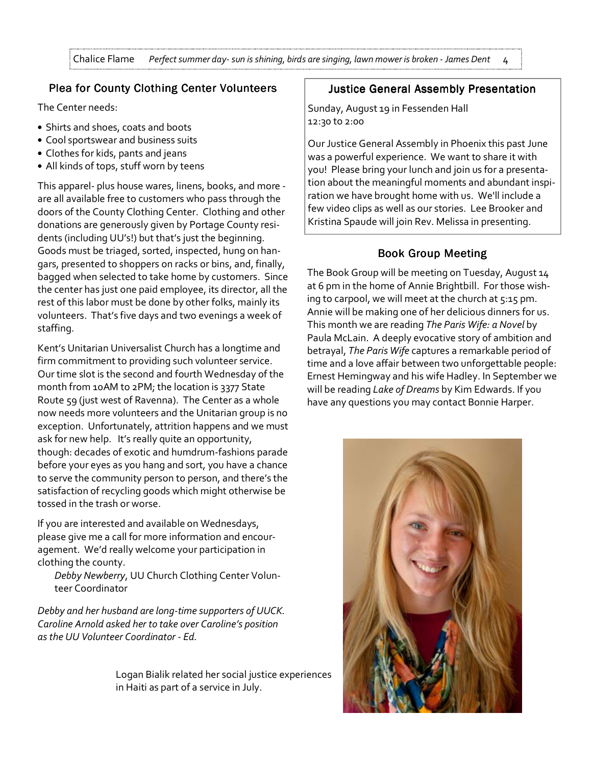## Plea for County Clothing Center Volunteers

The Center needs:

- Shirts and shoes, coats and boots
- Cool sportswear and business suits
- Clothes for kids, pants and jeans
- All kinds of tops, stuff worn by teens

This apparel- plus house wares, linens, books, and more - are all available free to customers who pass through the doors of the County Clothing Center. Clothing and other donations are generously given by Portage County residents (including UU's!) but that's just the beginning. Goods must be triaged, sorted, inspected, hung on hangars, presented to shoppers on racks or bins, and, finally, bagged when selected to take home by customers. Since the center has just one paid employee, its director, all the rest of this labor must be done by other folks, mainly its volunteers. That's five days and two evenings a week of staffing.

Kent's Unitarian Universalist Church has a longtime and firm commitment to providing such volunteer service. Our time slot is the second and fourth Wednesday of the month from 10AM to 2PM; the location is 3377 State Route 59 (just west of Ravenna). The Center as a whole now needs more volunteers and the Unitarian group is no exception. Unfortunately, attrition happens and we must ask for new help. It's really quite an opportunity, though: decades of exotic and humdrum-fashions parade before your eyes as you hang and sort, you have a chance to serve the community person to person, and there's the satisfaction of recycling goods which might otherwise be tossed in the trash or worse.

If you are interested and available on Wednesdays, please give me a call for more information and encouragement. We'd really welcome your participation in clothing the county.

*Debby Newberry*, UU Church Clothing Center Volunteer Coordinator

*Debby and her husband are long-time supporters of UUCK. Caroline Arnold asked her to take over Caroline's position as the UU Volunteer Coordinator - Ed.*

## Justice General Assembly Presentation

Sunday, August 19 in Fessenden Hall
12:30 to 2:00

Our Justice General Assembly in Phoenix this past June was a powerful experience. We want to share it with you! Please bring your lunch and join us for a presentation about the meaningful moments and abundant inspiration we have brought home with us. We'll include a few video clips as well as our stories. Lee Brooker and Kristina Spaude will join Rev. Melissa in presenting.

## Book Group Meeting

The Book Group will be meeting on Tuesday, August 14 at 6 pm in the home of Annie Brightbill. For those wishing to carpool, we will meet at the church at 5:15 pm. Annie will be making one of her delicious dinners for us. This month we are reading *The Paris Wife: a Novel* by Paula McLain. A deeply evocative story of ambition and betrayal, *The Paris Wife* captures a remarkable period of time and a love affair between two unforgettable people: Ernest Hemingway and his wife Hadley. In September we will be reading *Lake of Dreams* by Kim Edwards. If you have any questions you may contact Bonnie Harper.

Logan Bialik related her social justice experiences in Haiti as part of a service in July.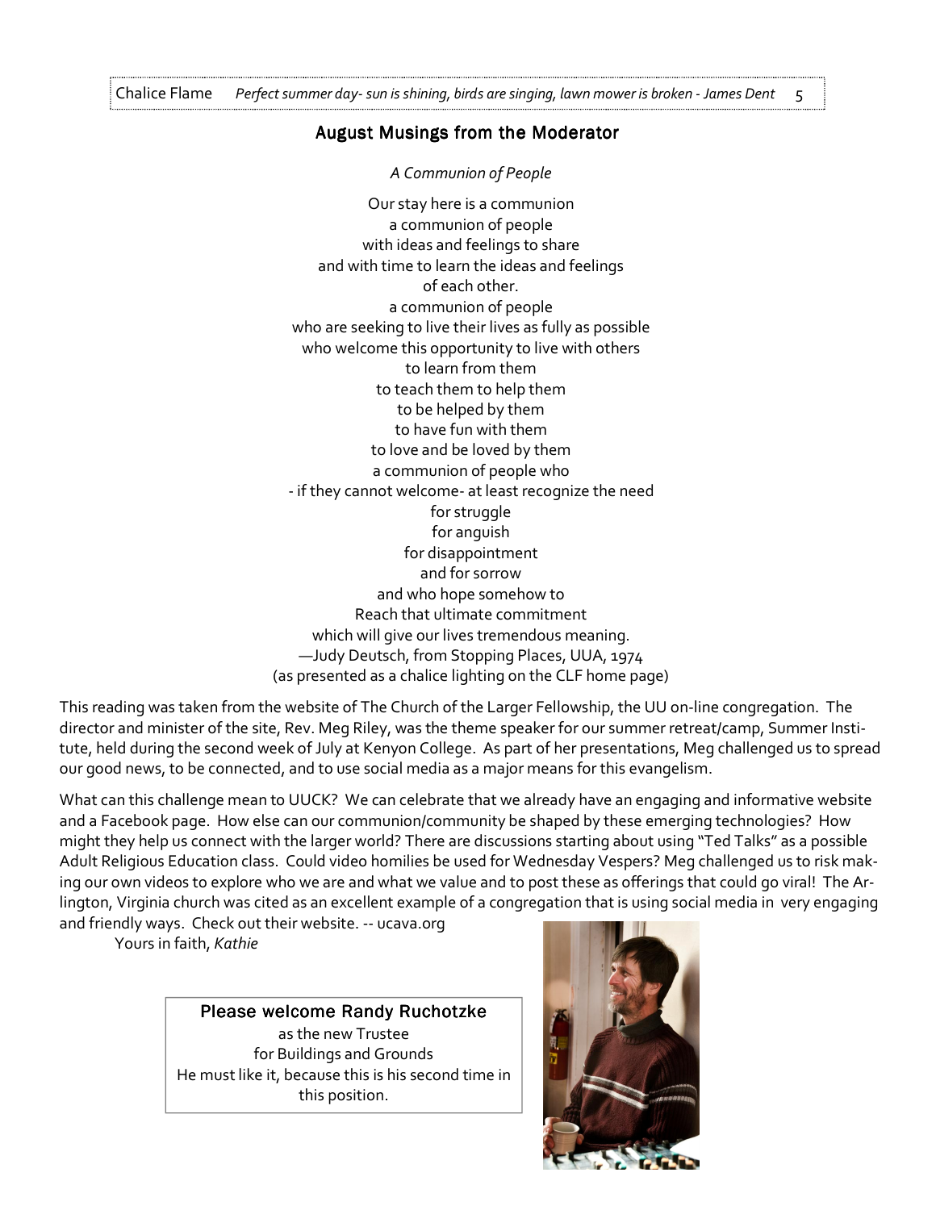## August Musings from the Moderator

*A Communion of People*

Our stay here is a communion  
a communion of people  
with ideas and feelings to share  
and with time to learn the ideas and feelings  
of each other.  
a communion of people  
who are seeking to live their lives as fully as possible  
who welcome this opportunity to live with others  
to learn from them  
to teach them to help them  
to be helped by them  
to have fun with them  
to love and be loved by them  
a communion of people who  
- if they cannot welcome- at least recognize the need  
for struggle  
for anguish  
for disappointment  
and for sorrow  
and who hope somehow to  
Reach that ultimate commitment  
which will give our lives tremendous meaning.  
—Judy Deutsch, from Stopping Places, UUA, 1974  
(as presented as a chalice lighting on the CLF home page)

This reading was taken from the website of The Church of the Larger Fellowship, the UU on-line congregation. The director and minister of the site, Rev. Meg Riley, was the theme speaker for our summer retreat/camp, Summer Institute, held during the second week of July at Kenyon College. As part of her presentations, Meg challenged us to spread our good news, to be connected, and to use social media as a major means for this evangelism.

What can this challenge mean to UUCK? We can celebrate that we already have an engaging and informative website and a Facebook page. How else can our communion/community be shaped by these emerging technologies? How might they help us connect with the larger world? There are discussions starting about using "Ted Talks" as a possible Adult Religious Education class. Could video homilies be used for Wednesday Vespers? Meg challenged us to risk making our own videos to explore who we are and what we value and to post these as offerings that could go viral! The Arlington, Virginia church was cited as an excellent example of a congregation that is using social media in very engaging and friendly ways. Check out their website. -- ucava.org

Yours in faith, *Kathie*

**Please welcome Randy Ruchotzke**  
as the new Trustee  
for Buildings and Grounds  
He must like it, because this is his second time in this position.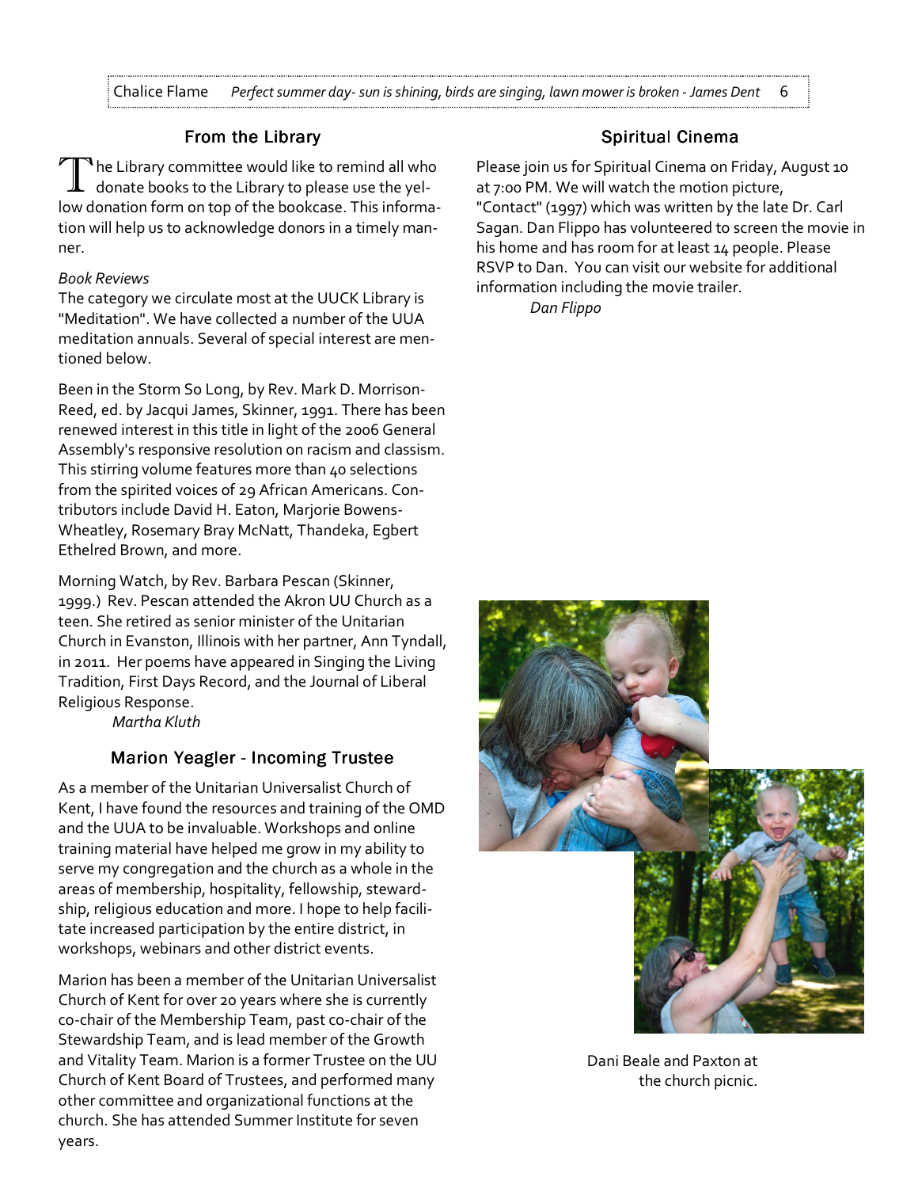## From the Library

The Library committee would like to remind all who donate books to the Library to please use the yellow donation form on top of the bookcase. This information will help us to acknowledge donors in a timely manner.

*Book Reviews*

The category we circulate most at the UUCK Library is "Meditation". We have collected a number of the UUA meditation annuals. Several of special interest are mentioned below.

Been in the Storm So Long, by Rev. Mark D. Morrison-Reed, ed. by Jacqui James, Skinner, 1991. There has been renewed interest in this title in light of the 2006 General Assembly's responsive resolution on racism and classism. This stirring volume features more than 40 selections from the spirited voices of 29 African Americans. Contributors include David H. Eaton, Marjorie Bowens-Wheatley, Rosemary Bray McNatt, Thandeka, Egbert Ethelred Brown, and more.

Morning Watch, by Rev. Barbara Pescan (Skinner, 1999.) Rev. Pescan attended the Akron UU Church as a teen. She retired as senior minister of the Unitarian Church in Evanston, Illinois with her partner, Ann Tyndall, in 2011. Her poems have appeared in Singing the Living Tradition, First Days Record, and the Journal of Liberal Religious Response.

*Martha Kluth*

## Marion Yeagler - Incoming Trustee

As a member of the Unitarian Universalist Church of Kent, I have found the resources and training of the OMD and the UUA to be invaluable. Workshops and online training material have helped me grow in my ability to serve my congregation and the church as a whole in the areas of membership, hospitality, fellowship, stewardship, religious education and more. I hope to help facilitate increased participation by the entire district, in workshops, webinars and other district events.

Marion has been a member of the Unitarian Universalist Church of Kent for over 20 years where she is currently co-chair of the Membership Team, past co-chair of the Stewardship Team, and is lead member of the Growth and Vitality Team. Marion is a former Trustee on the UU Church of Kent Board of Trustees, and performed many other committee and organizational functions at the church. She has attended Summer Institute for seven years.

## Spiritual Cinema

Please join us for Spiritual Cinema on Friday, August 10 at 7:00 PM. We will watch the motion picture, "Contact" (1997) which was written by the late Dr. Carl Sagan. Dan Flippo has volunteered to screen the movie in his home and has room for at least 14 people. Please RSVP to Dan. You can visit our website for additional information including the movie trailer.

*Dan Flippo*

Dani Beale and Paxton at the church picnic.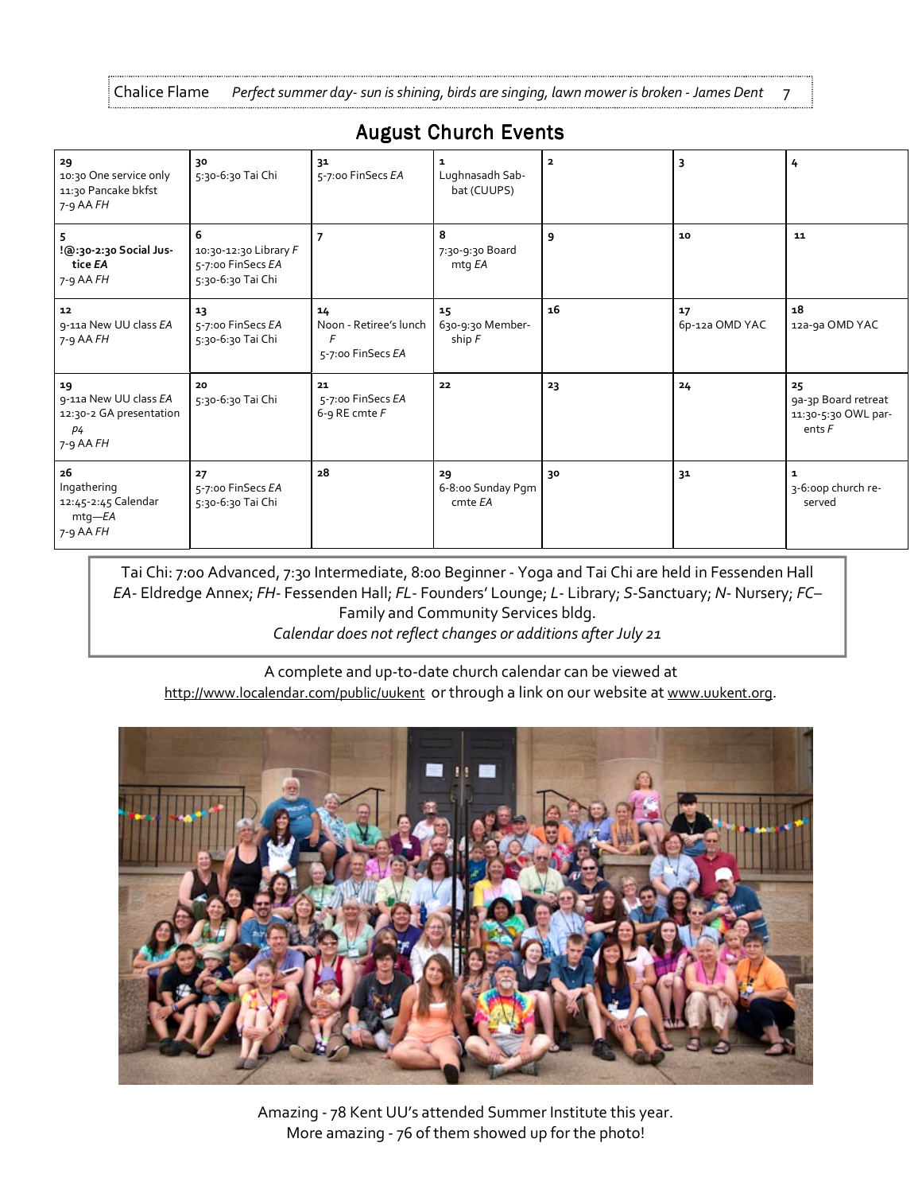## August Church Events

| | | | | | | |
|---|---|---|---|---|---|---|
| **29** 10:30 One service only 11:30 Pancake bkfst 7-9 AA *FH* | **30** 5:30-6:30 Tai Chi | **31** 5-7:00 FinSecs *EA* | **1** Lughnasadh Sabbat (CUUPS) | **2** | **3** | **4** |
| **5** **!@:30-2:30 Social Justice *EA*** 7-9 AA *FH* | **6** 10:30-12:30 Library *F* 5-7:00 FinSecs *EA* 5:30-6:30 Tai Chi | **7** | **8** 7:30-9:30 Board mtg *EA* | **9** | **10** | **11** |
| **12** 9-11a New UU class *EA* 7-9 AA *FH* | **13** 5-7:00 FinSecs *EA* 5:30-6:30 Tai Chi | **14** Noon - Retiree's lunch *F* 5-7:00 FinSecs *EA* | **15** 630-9:30 Membership *F* | **16** | **17** 6p-12a OMD YAC | **18** 12a-9a OMD YAC |
| **19** 9-11a New UU class *EA* 12:30-2 GA presentation *P4* 7-9 AA *FH* | **20** 5:30-6:30 Tai Chi | **21** 5-7:00 FinSecs *EA* 6-9 RE cmte *F* | **22** | **23** | **24** | **25** 9a-3p Board retreat 11:30-5:30 OWL parents *F* |
| **26** Ingathering 12:45-2:45 Calendar mtg—*EA* 7-9 AA *FH* | **27** 5-7:00 FinSecs *EA* 5:30-6:30 Tai Chi | **28** | **29** 6-8:00 Sunday Pgm cmte *EA* | **30** | **31** | **1** 3-6:00p church reserved |

Tai Chi: 7:00 Advanced, 7:30 Intermediate, 8:00 Beginner - Yoga and Tai Chi are held in Fessenden Hall
*EA*- Eldredge Annex; *FH*- Fessenden Hall; *FL*- Founders' Lounge; *L*- Library; *S*-Sanctuary; *N*- Nursery; *FC*– Family and Community Services bldg.
*Calendar does not reflect changes or additions after July 21*

A complete and up-to-date church calendar can be viewed at http://www.localendar.com/public/uukent or through a link on our website at www.uukent.org.

Amazing - 78 Kent UU's attended Summer Institute this year.
More amazing - 76 of them showed up for the photo!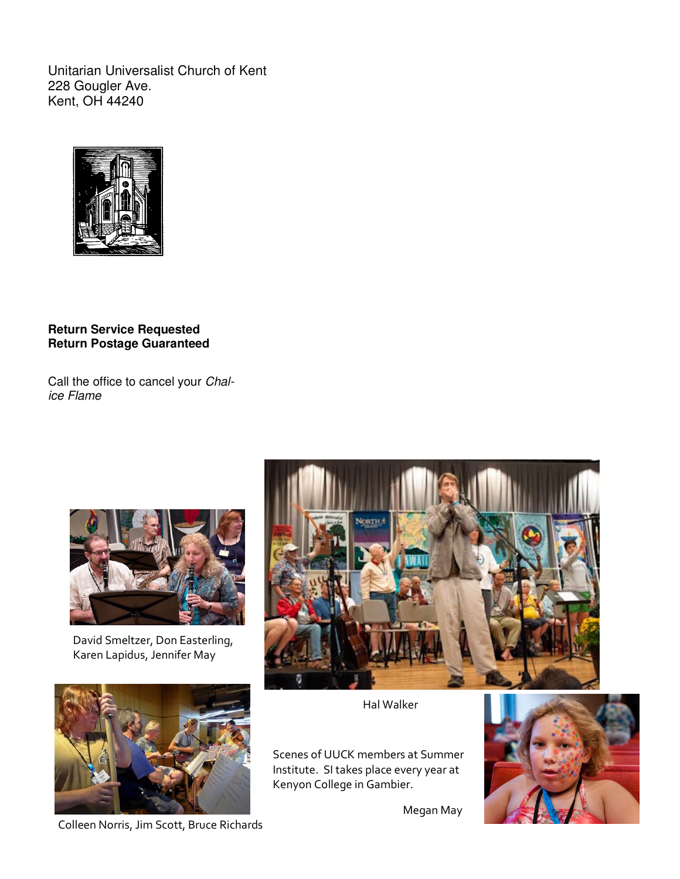Unitarian Universalist Church of Kent
228 Gougler Ave.
Kent, OH 44240

**Return Service Requested**
**Return Postage Guaranteed**

Call the office to cancel your *Chalice Flame*

David Smeltzer, Don Easterling, Karen Lapidus, Jennifer May

Hal Walker

Colleen Norris, Jim Scott, Bruce Richards

Scenes of UUCK members at Summer Institute. SI takes place every year at Kenyon College in Gambier.

Megan May